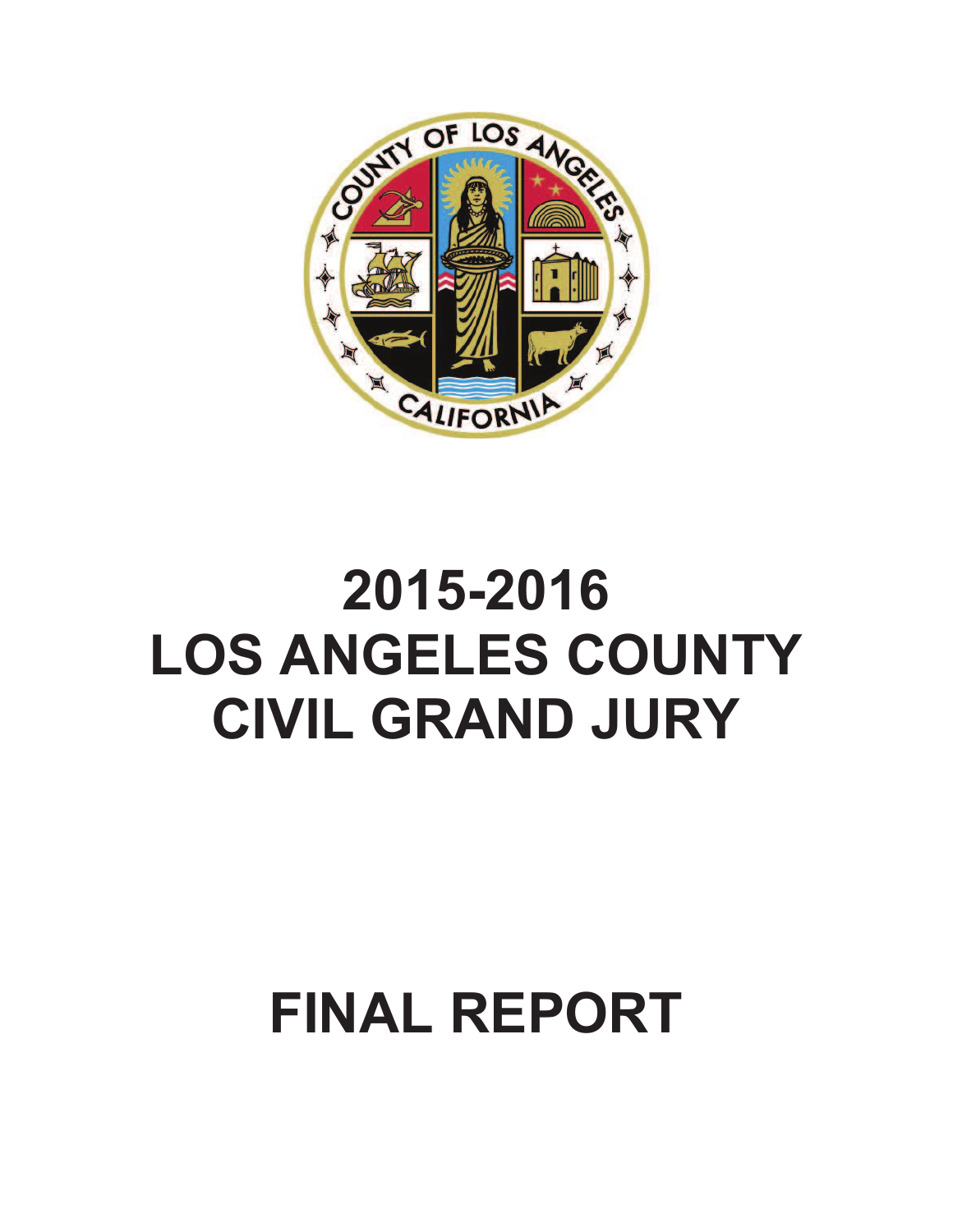# 2015-2016 LOS ANGELES COUNTY CIVIL GRAND JURY

# FINAL REPORT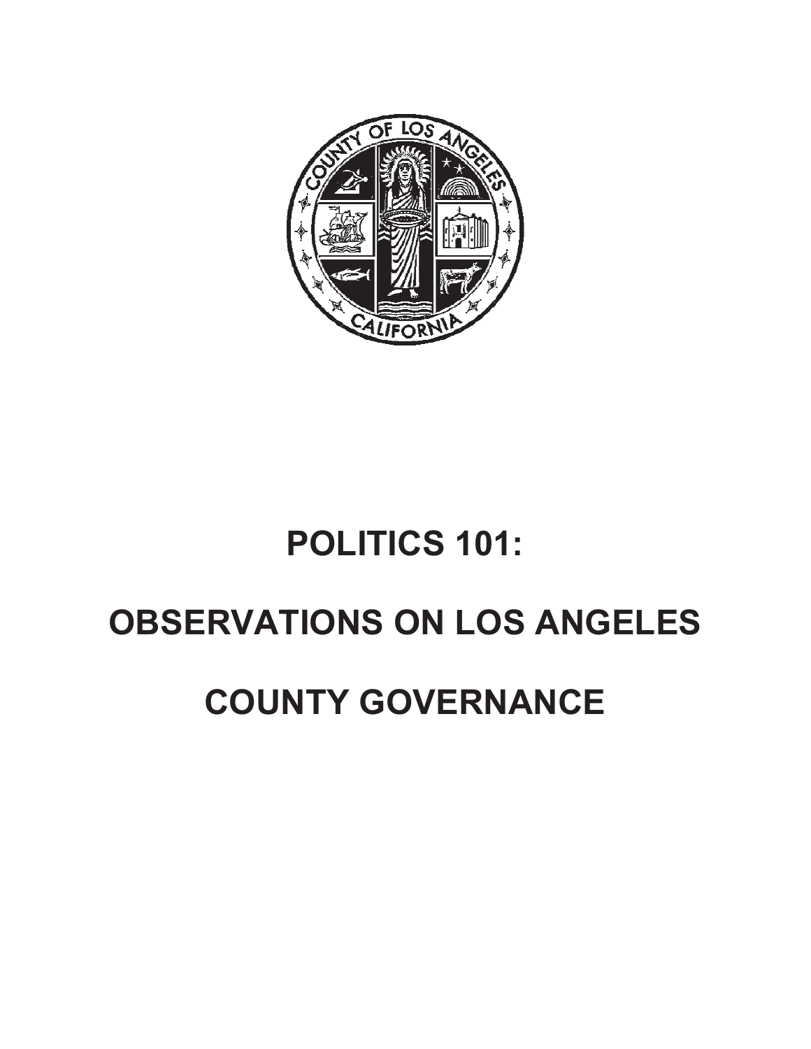# POLITICS 101:

# OBSERVATIONS ON LOS ANGELES

# COUNTY GOVERNANCE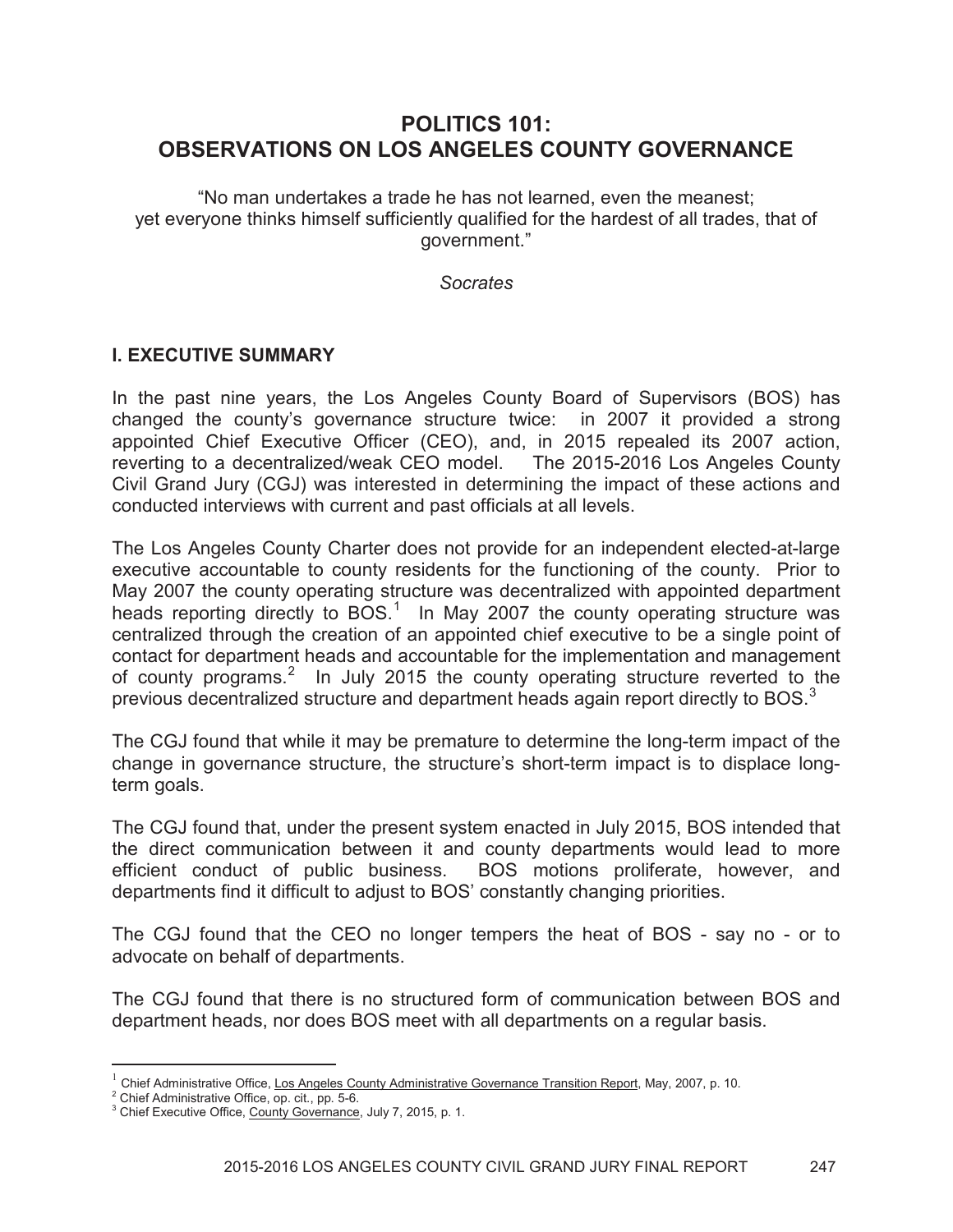# POLITICS 101: OBSERVATIONS ON LOS ANGELES COUNTY GOVERNANCE

"No man undertakes a trade he has not learned, even the meanest; yet everyone thinks himself sufficiently qualified for the hardest of all trades, that of government."

*Socrates*

## I. EXECUTIVE SUMMARY

In the past nine years, the Los Angeles County Board of Supervisors (BOS) has changed the county's governance structure twice: in 2007 it provided a strong appointed Chief Executive Officer (CEO), and, in 2015 repealed its 2007 action, reverting to a decentralized/weak CEO model. The 2015-2016 Los Angeles County Civil Grand Jury (CGJ) was interested in determining the impact of these actions and conducted interviews with current and past officials at all levels.

The Los Angeles County Charter does not provide for an independent elected-at-large executive accountable to county residents for the functioning of the county. Prior to May 2007 the county operating structure was decentralized with appointed department heads reporting directly to BOS.[1] In May 2007 the county operating structure was centralized through the creation of an appointed chief executive to be a single point of contact for department heads and accountable for the implementation and management of county programs.[2] In July 2015 the county operating structure reverted to the previous decentralized structure and department heads again report directly to BOS.[3]

The CGJ found that while it may be premature to determine the long-term impact of the change in governance structure, the structure's short-term impact is to displace long-term goals.

The CGJ found that, under the present system enacted in July 2015, BOS intended that the direct communication between it and county departments would lead to more efficient conduct of public business. BOS motions proliferate, however, and departments find it difficult to adjust to BOS' constantly changing priorities.

The CGJ found that the CEO no longer tempers the heat of BOS - say no - or to advocate on behalf of departments.

The CGJ found that there is no structured form of communication between BOS and department heads, nor does BOS meet with all departments on a regular basis.

---

[1] Chief Administrative Office, Los Angeles County Administrative Governance Transition Report, May, 2007, p. 10.

[2] Chief Administrative Office, op. cit., pp. 5-6.

[3] Chief Executive Office, County Governance, July 7, 2015, p. 1.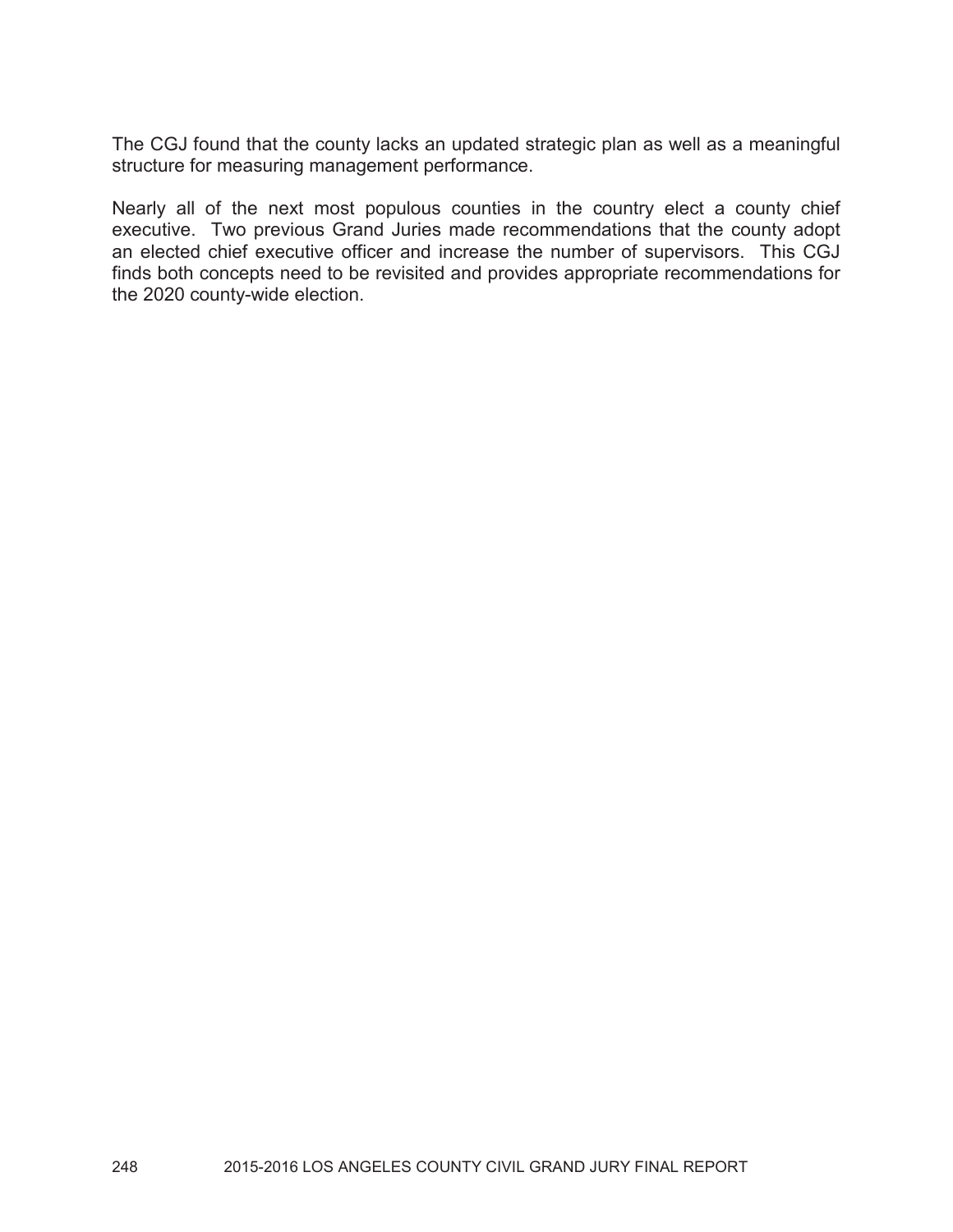The CGJ found that the county lacks an updated strategic plan as well as a meaningful structure for measuring management performance.

Nearly all of the next most populous counties in the country elect a county chief executive. Two previous Grand Juries made recommendations that the county adopt an elected chief executive officer and increase the number of supervisors. This CGJ finds both concepts need to be revisited and provides appropriate recommendations for the 2020 county-wide election.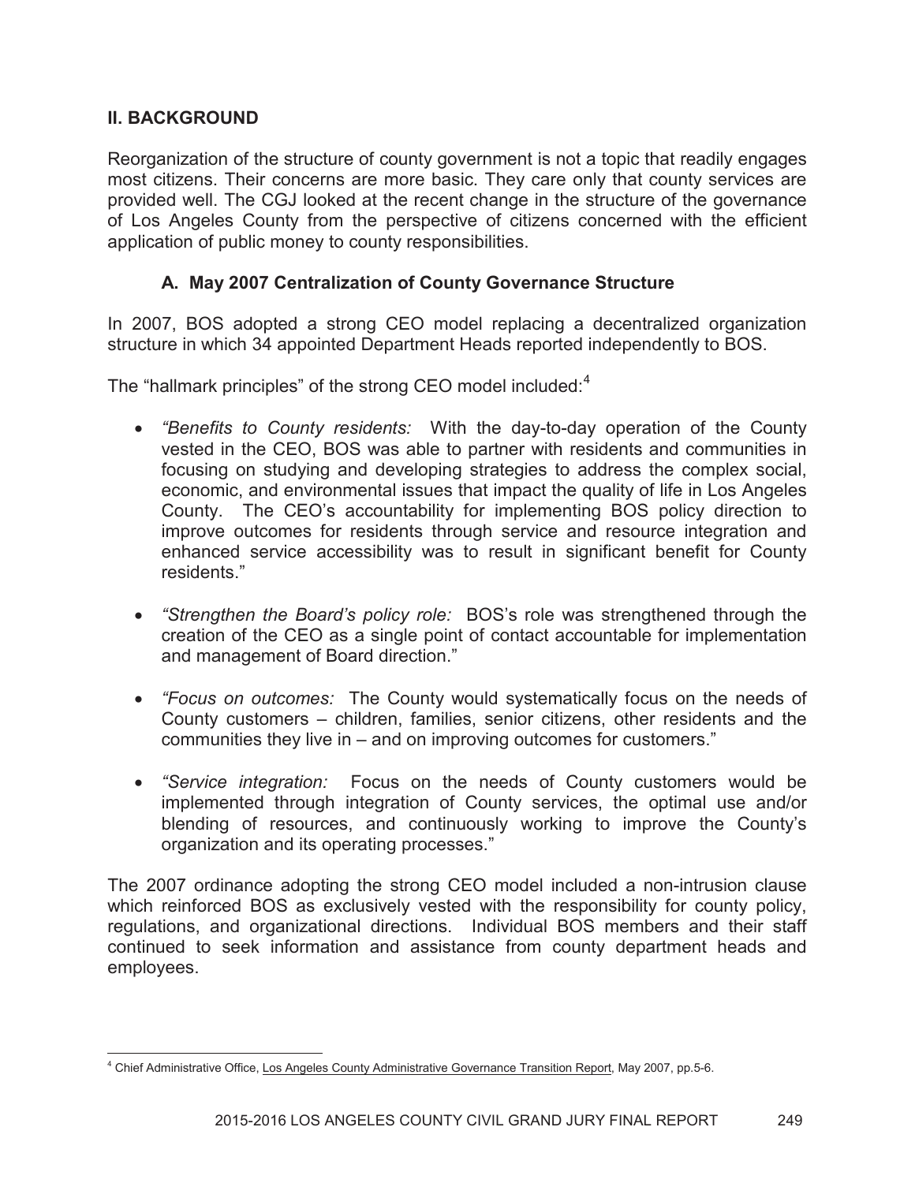## II. BACKGROUND

Reorganization of the structure of county government is not a topic that readily engages most citizens. Their concerns are more basic. They care only that county services are provided well. The CGJ looked at the recent change in the structure of the governance of Los Angeles County from the perspective of citizens concerned with the efficient application of public money to county responsibilities.

### A. May 2007 Centralization of County Governance Structure

In 2007, BOS adopted a strong CEO model replacing a decentralized organization structure in which 34 appointed Department Heads reported independently to BOS.

The "hallmark principles" of the strong CEO model included:[4]

- *"Benefits to County residents:* With the day-to-day operation of the County vested in the CEO, BOS was able to partner with residents and communities in focusing on studying and developing strategies to address the complex social, economic, and environmental issues that impact the quality of life in Los Angeles County. The CEO's accountability for implementing BOS policy direction to improve outcomes for residents through service and resource integration and enhanced service accessibility was to result in significant benefit for County residents."

- *"Strengthen the Board's policy role:* BOS's role was strengthened through the creation of the CEO as a single point of contact accountable for implementation and management of Board direction."

- *"Focus on outcomes:* The County would systematically focus on the needs of County customers – children, families, senior citizens, other residents and the communities they live in – and on improving outcomes for customers."

- *"Service integration:* Focus on the needs of County customers would be implemented through integration of County services, the optimal use and/or blending of resources, and continuously working to improve the County's organization and its operating processes."

The 2007 ordinance adopting the strong CEO model included a non-intrusion clause which reinforced BOS as exclusively vested with the responsibility for county policy, regulations, and organizational directions. Individual BOS members and their staff continued to seek information and assistance from county department heads and employees.

---

[4] Chief Administrative Office, Los Angeles County Administrative Governance Transition Report, May 2007, pp.5-6.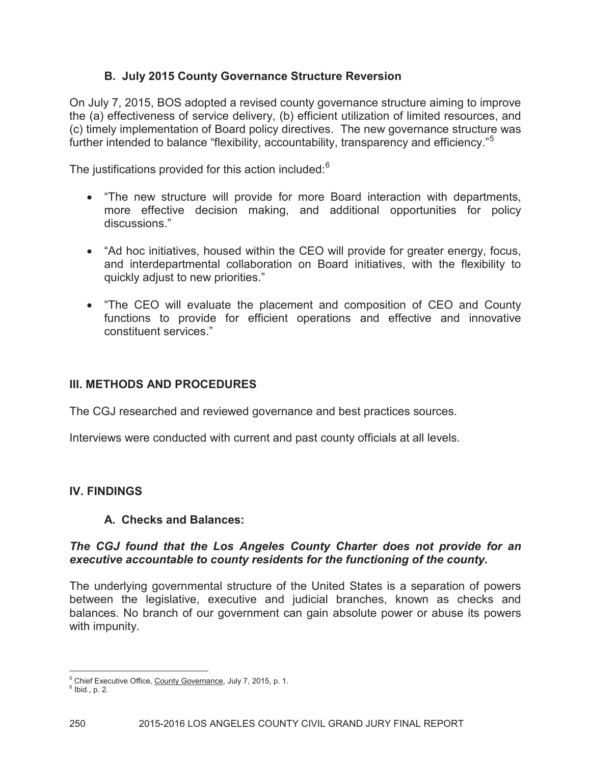### B. July 2015 County Governance Structure Reversion

On July 7, 2015, BOS adopted a revised county governance structure aiming to improve the (a) effectiveness of service delivery, (b) efficient utilization of limited resources, and (c) timely implementation of Board policy directives. The new governance structure was further intended to balance "flexibility, accountability, transparency and efficiency."[5]

The justifications provided for this action included:[6]

- "The new structure will provide for more Board interaction with departments, more effective decision making, and additional opportunities for policy discussions."
- "Ad hoc initiatives, housed within the CEO will provide for greater energy, focus, and interdepartmental collaboration on Board initiatives, with the flexibility to quickly adjust to new priorities."
- "The CEO will evaluate the placement and composition of CEO and County functions to provide for efficient operations and effective and innovative constituent services."

## III. METHODS AND PROCEDURES

The CGJ researched and reviewed governance and best practices sources.

Interviews were conducted with current and past county officials at all levels.

## IV. FINDINGS

### A. Checks and Balances:

***The CGJ found that the Los Angeles County Charter does not provide for an executive accountable to county residents for the functioning of the county.***

The underlying governmental structure of the United States is a separation of powers between the legislative, executive and judicial branches, known as checks and balances. No branch of our government can gain absolute power or abuse its powers with impunity.

---

[5] Chief Executive Office, County Governance, July 7, 2015, p. 1.
[6] Ibid., p. 2.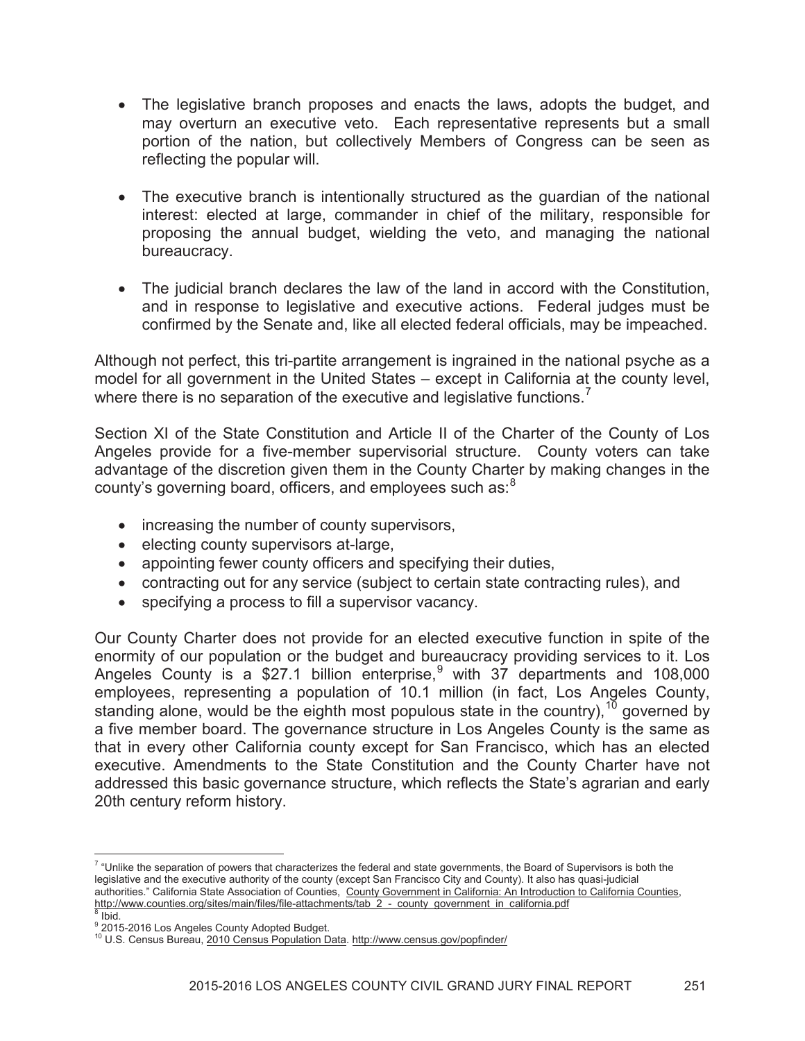- The legislative branch proposes and enacts the laws, adopts the budget, and may overturn an executive veto. Each representative represents but a small portion of the nation, but collectively Members of Congress can be seen as reflecting the popular will.

- The executive branch is intentionally structured as the guardian of the national interest: elected at large, commander in chief of the military, responsible for proposing the annual budget, wielding the veto, and managing the national bureaucracy.

- The judicial branch declares the law of the land in accord with the Constitution, and in response to legislative and executive actions. Federal judges must be confirmed by the Senate and, like all elected federal officials, may be impeached.

Although not perfect, this tri-partite arrangement is ingrained in the national psyche as a model for all government in the United States – except in California at the county level, where there is no separation of the executive and legislative functions.[7]

Section XI of the State Constitution and Article II of the Charter of the County of Los Angeles provide for a five-member supervisorial structure. County voters can take advantage of the discretion given them in the County Charter by making changes in the county's governing board, officers, and employees such as:[8]

- increasing the number of county supervisors,
- electing county supervisors at-large,
- appointing fewer county officers and specifying their duties,
- contracting out for any service (subject to certain state contracting rules), and
- specifying a process to fill a supervisor vacancy.

Our County Charter does not provide for an elected executive function in spite of the enormity of our population or the budget and bureaucracy providing services to it. Los Angeles County is a $27.1 billion enterprise,[9] with 37 departments and 108,000 employees, representing a population of 10.1 million (in fact, Los Angeles County, standing alone, would be the eighth most populous state in the country),[10] governed by a five member board. The governance structure in Los Angeles County is the same as that in every other California county except for San Francisco, which has an elected executive. Amendments to the State Constitution and the County Charter have not addressed this basic governance structure, which reflects the State's agrarian and early 20th century reform history.

---

[7] "Unlike the separation of powers that characterizes the federal and state governments, the Board of Supervisors is both the legislative and the executive authority of the county (except San Francisco City and County). It also has quasi-judicial authorities." California State Association of Counties, County Government in California: An Introduction to California Counties, http://www.counties.org/sites/main/files/file-attachments/tab_2_-_county_government_in_california.pdf

[8] Ibid.

[9] 2015-2016 Los Angeles County Adopted Budget.

[10] U.S. Census Bureau, 2010 Census Population Data. http://www.census.gov/popfinder/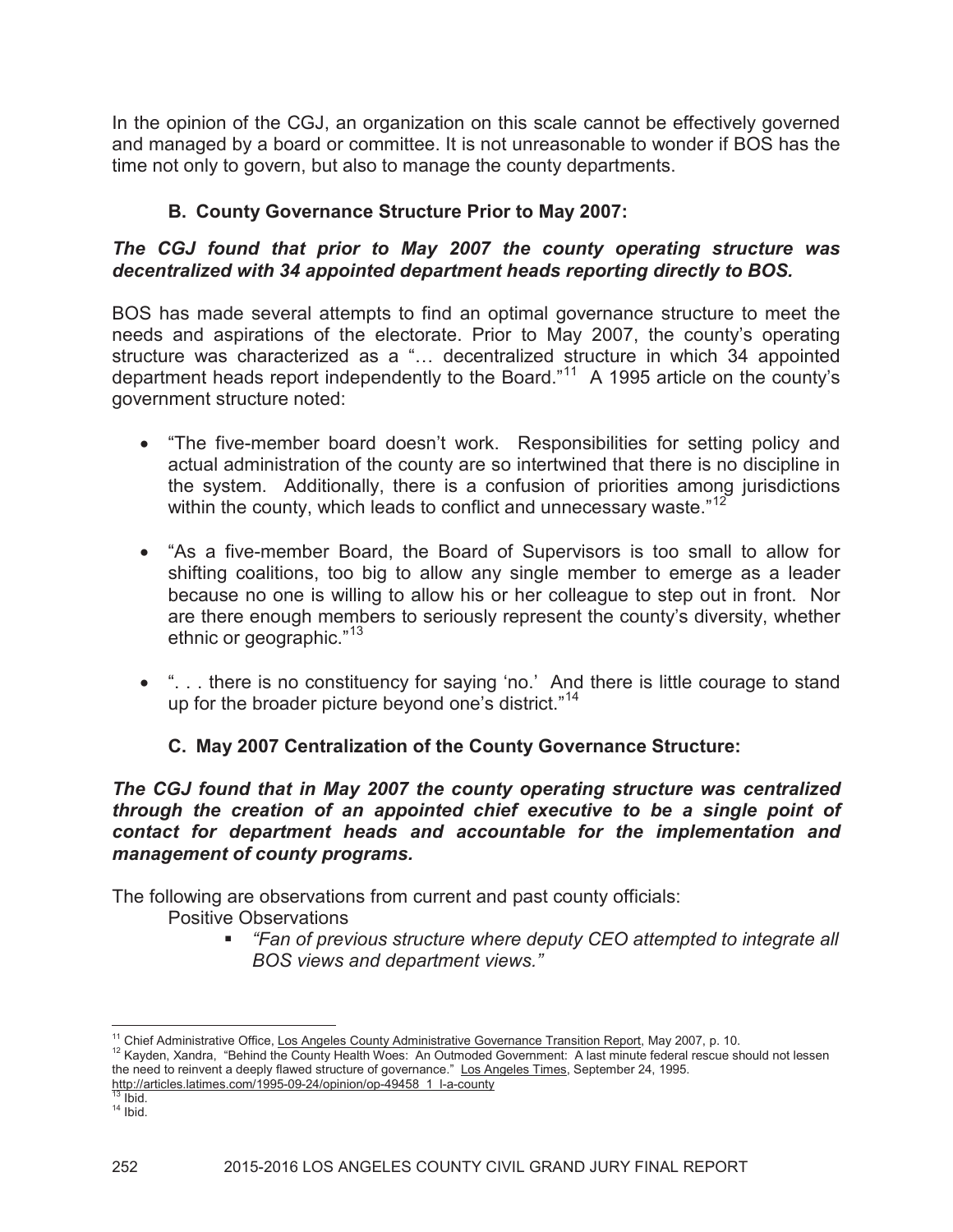In the opinion of the CGJ, an organization on this scale cannot be effectively governed and managed by a board or committee. It is not unreasonable to wonder if BOS has the time not only to govern, but also to manage the county departments.

### B. County Governance Structure Prior to May 2007:

***The CGJ found that prior to May 2007 the county operating structure was decentralized with 34 appointed department heads reporting directly to BOS.***

BOS has made several attempts to find an optimal governance structure to meet the needs and aspirations of the electorate. Prior to May 2007, the county's operating structure was characterized as a "… decentralized structure in which 34 appointed department heads report independently to the Board."[11] A 1995 article on the county's government structure noted:

- "The five-member board doesn't work. Responsibilities for setting policy and actual administration of the county are so intertwined that there is no discipline in the system. Additionally, there is a confusion of priorities among jurisdictions within the county, which leads to conflict and unnecessary waste."[12]
- "As a five-member Board, the Board of Supervisors is too small to allow for shifting coalitions, too big to allow any single member to emerge as a leader because no one is willing to allow his or her colleague to step out in front. Nor are there enough members to seriously represent the county's diversity, whether ethnic or geographic."[13]
- ". . . there is no constituency for saying 'no.' And there is little courage to stand up for the broader picture beyond one's district."[14]

### C. May 2007 Centralization of the County Governance Structure:

***The CGJ found that in May 2007 the county operating structure was centralized through the creation of an appointed chief executive to be a single point of contact for department heads and accountable for the implementation and management of county programs.***

The following are observations from current and past county officials:

Positive Observations

- *"Fan of previous structure where deputy CEO attempted to integrate all BOS views and department views."*

---

[11] Chief Administrative Office, Los Angeles County Administrative Governance Transition Report, May 2007, p. 10.

[12] Kayden, Xandra, "Behind the County Health Woes: An Outmoded Government: A last minute federal rescue should not lessen the need to reinvent a deeply flawed structure of governance." Los Angeles Times, September 24, 1995. http://articles.latimes.com/1995-09-24/opinion/op-49458_1_l-a-county

[13] Ibid.

[14] Ibid.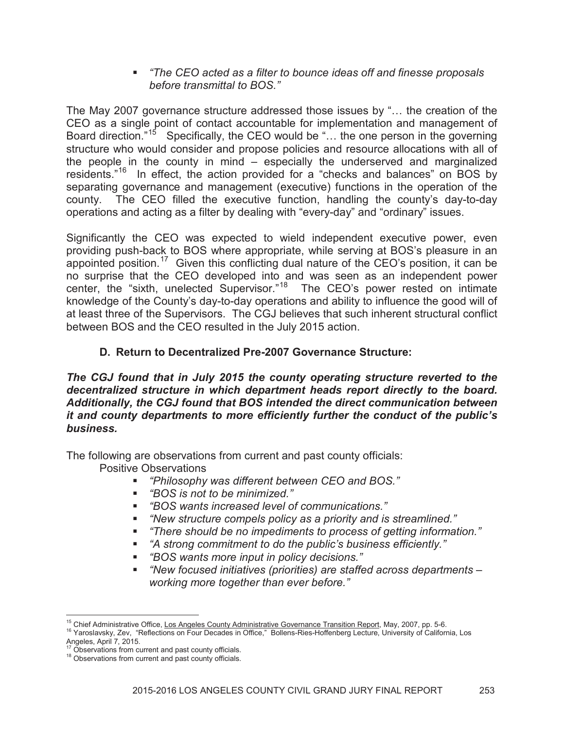- *"The CEO acted as a filter to bounce ideas off and finesse proposals before transmittal to BOS."*

The May 2007 governance structure addressed those issues by "… the creation of the CEO as a single point of contact accountable for implementation and management of Board direction."[15] Specifically, the CEO would be "… the one person in the governing structure who would consider and propose policies and resource allocations with all of the people in the county in mind – especially the underserved and marginalized residents."[16] In effect, the action provided for a "checks and balances" on BOS by separating governance and management (executive) functions in the operation of the county. The CEO filled the executive function, handling the county's day-to-day operations and acting as a filter by dealing with "every-day" and "ordinary" issues.

Significantly the CEO was expected to wield independent executive power, even providing push-back to BOS where appropriate, while serving at BOS's pleasure in an appointed position.[17] Given this conflicting dual nature of the CEO's position, it can be no surprise that the CEO developed into and was seen as an independent power center, the "sixth, unelected Supervisor."[18] The CEO's power rested on intimate knowledge of the County's day-to-day operations and ability to influence the good will of at least three of the Supervisors. The CGJ believes that such inherent structural conflict between BOS and the CEO resulted in the July 2015 action.

### D. Return to Decentralized Pre-2007 Governance Structure:

***The CGJ found that in July 2015 the county operating structure reverted to the decentralized structure in which department heads report directly to the board. Additionally, the CGJ found that BOS intended the direct communication between it and county departments to more efficiently further the conduct of the public's business.***

The following are observations from current and past county officials:

Positive Observations

- *"Philosophy was different between CEO and BOS."*
- *"BOS is not to be minimized."*
- *"BOS wants increased level of communications."*
- *"New structure compels policy as a priority and is streamlined."*
- *"There should be no impediments to process of getting information."*
- *"A strong commitment to do the public's business efficiently."*
- *"BOS wants more input in policy decisions."*
- *"New focused initiatives (priorities) are staffed across departments – working more together than ever before."*

---

[15] Chief Administrative Office, Los Angeles County Administrative Governance Transition Report, May, 2007, pp. 5-6.

[16] Yaroslavsky, Zev, "Reflections on Four Decades in Office," Bollens-Ries-Hoffenberg Lecture, University of California, Los Angeles, April 7, 2015.

[17] Observations from current and past county officials.

[18] Observations from current and past county officials.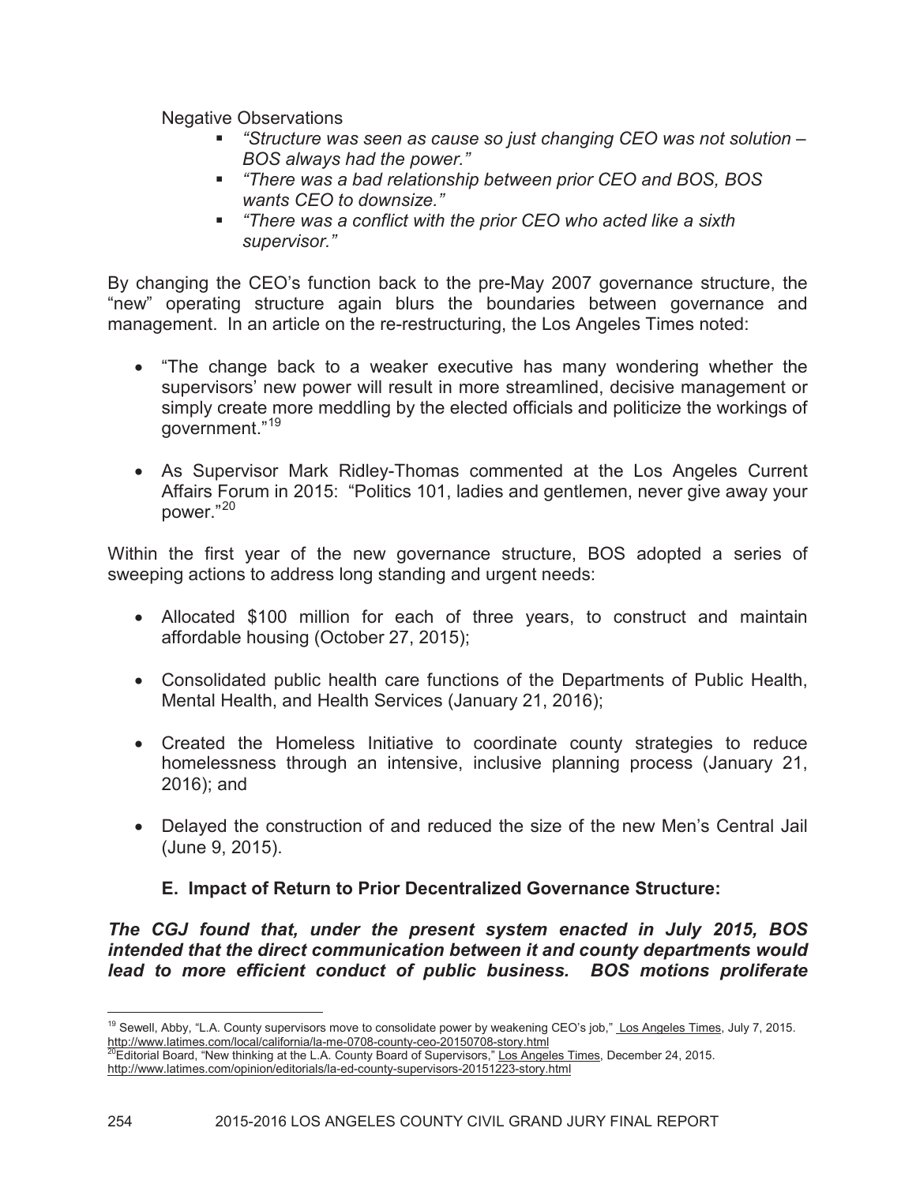Negative Observations

- *"Structure was seen as cause so just changing CEO was not solution – BOS always had the power."*
- *"There was a bad relationship between prior CEO and BOS, BOS wants CEO to downsize."*
- *"There was a conflict with the prior CEO who acted like a sixth supervisor."*

By changing the CEO's function back to the pre-May 2007 governance structure, the "new" operating structure again blurs the boundaries between governance and management. In an article on the re-restructuring, the Los Angeles Times noted:

- "The change back to a weaker executive has many wondering whether the supervisors' new power will result in more streamlined, decisive management or simply create more meddling by the elected officials and politicize the workings of government."[19]
- As Supervisor Mark Ridley-Thomas commented at the Los Angeles Current Affairs Forum in 2015: "Politics 101, ladies and gentlemen, never give away your power."[20]

Within the first year of the new governance structure, BOS adopted a series of sweeping actions to address long standing and urgent needs:

- Allocated $100 million for each of three years, to construct and maintain affordable housing (October 27, 2015);
- Consolidated public health care functions of the Departments of Public Health, Mental Health, and Health Services (January 21, 2016);
- Created the Homeless Initiative to coordinate county strategies to reduce homelessness through an intensive, inclusive planning process (January 21, 2016); and
- Delayed the construction of and reduced the size of the new Men's Central Jail (June 9, 2015).

### E. Impact of Return to Prior Decentralized Governance Structure:

***The CGJ found that, under the present system enacted in July 2015, BOS intended that the direct communication between it and county departments would lead to more efficient conduct of public business. BOS motions proliferate***

---

[19] Sewell, Abby, "L.A. County supervisors move to consolidate power by weakening CEO's job," Los Angeles Times, July 7, 2015. http://www.latimes.com/local/california/la-me-0708-county-ceo-20150708-story.html

[20] Editorial Board, "New thinking at the L.A. County Board of Supervisors," Los Angeles Times, December 24, 2015. http://www.latimes.com/opinion/editorials/la-ed-county-supervisors-20151223-story.html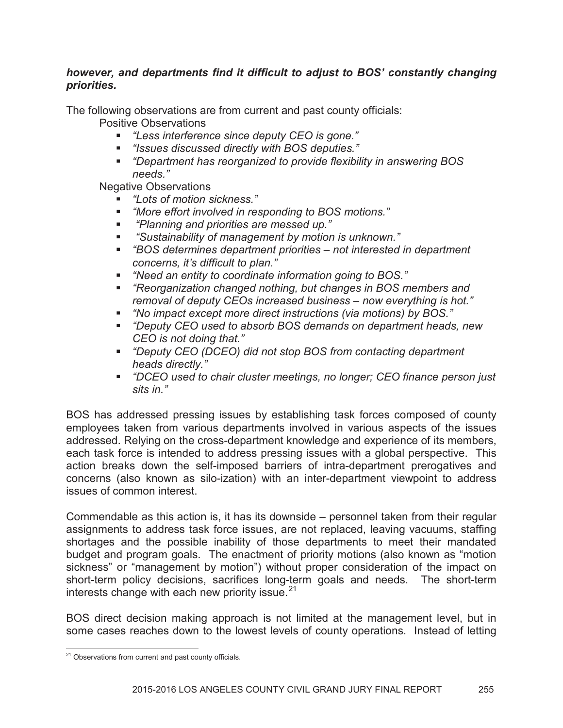***however, and departments find it difficult to adjust to BOS' constantly changing priorities.***

The following observations are from current and past county officials:

Positive Observations

- *"Less interference since deputy CEO is gone."*
- *"Issues discussed directly with BOS deputies."*
- *"Department has reorganized to provide flexibility in answering BOS needs."*

Negative Observations

- *"Lots of motion sickness."*
- *"More effort involved in responding to BOS motions."*
- *"Planning and priorities are messed up."*
- *"Sustainability of management by motion is unknown."*
- *"BOS determines department priorities – not interested in department concerns, it's difficult to plan."*
- *"Need an entity to coordinate information going to BOS."*
- *"Reorganization changed nothing, but changes in BOS members and removal of deputy CEOs increased business – now everything is hot."*
- *"No impact except more direct instructions (via motions) by BOS."*
- *"Deputy CEO used to absorb BOS demands on department heads, new CEO is not doing that."*
- *"Deputy CEO (DCEO) did not stop BOS from contacting department heads directly."*
- *"DCEO used to chair cluster meetings, no longer; CEO finance person just sits in."*

BOS has addressed pressing issues by establishing task forces composed of county employees taken from various departments involved in various aspects of the issues addressed. Relying on the cross-department knowledge and experience of its members, each task force is intended to address pressing issues with a global perspective. This action breaks down the self-imposed barriers of intra-department prerogatives and concerns (also known as silo-ization) with an inter-department viewpoint to address issues of common interest.

Commendable as this action is, it has its downside – personnel taken from their regular assignments to address task force issues, are not replaced, leaving vacuums, staffing shortages and the possible inability of those departments to meet their mandated budget and program goals. The enactment of priority motions (also known as "motion sickness" or "management by motion") without proper consideration of the impact on short-term policy decisions, sacrifices long-term goals and needs. The short-term interests change with each new priority issue.[21]

BOS direct decision making approach is not limited at the management level, but in some cases reaches down to the lowest levels of county operations. Instead of letting

[21] Observations from current and past county officials.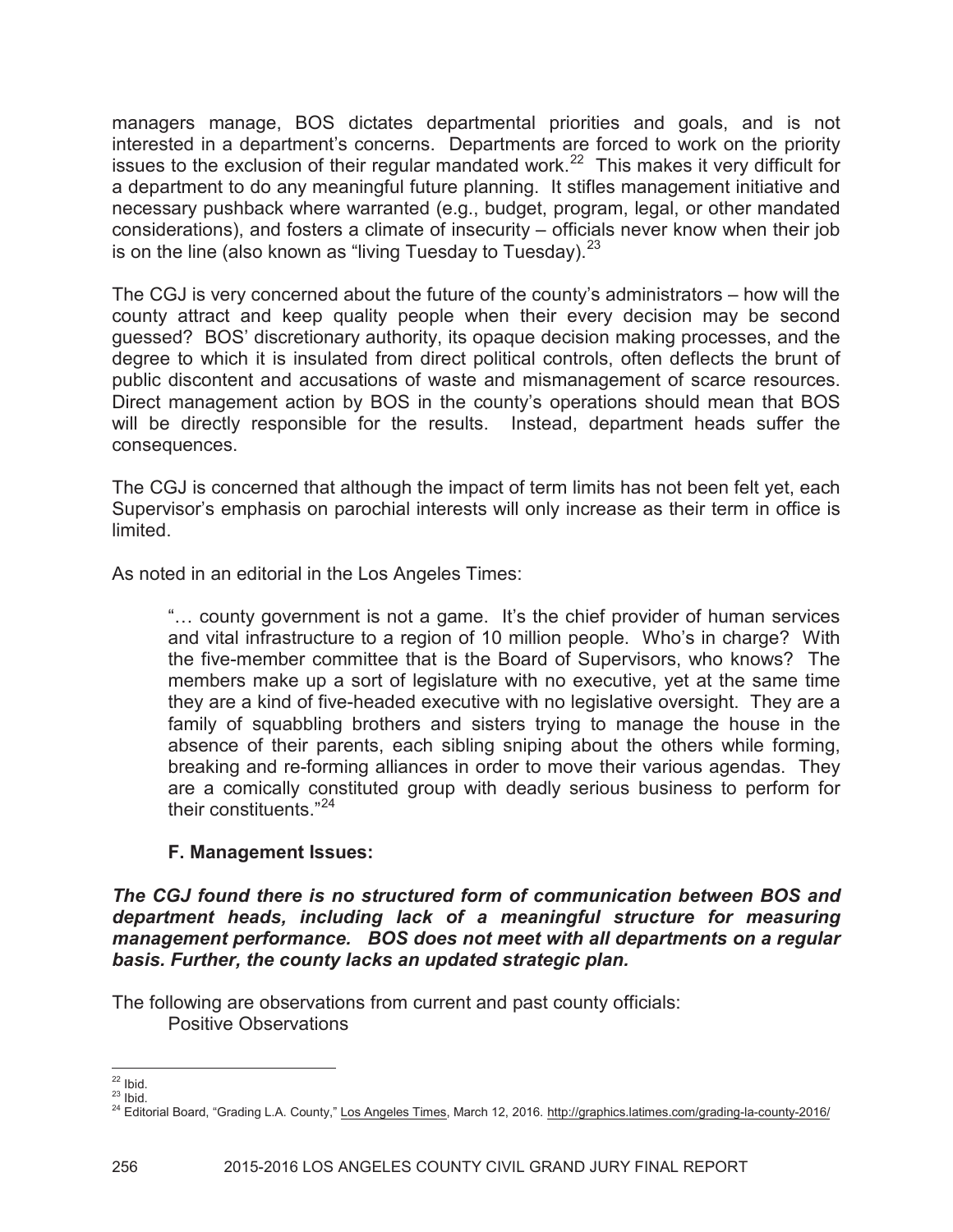managers manage, BOS dictates departmental priorities and goals, and is not interested in a department's concerns. Departments are forced to work on the priority issues to the exclusion of their regular mandated work.[22] This makes it very difficult for a department to do any meaningful future planning. It stifles management initiative and necessary pushback where warranted (e.g., budget, program, legal, or other mandated considerations), and fosters a climate of insecurity – officials never know when their job is on the line (also known as "living Tuesday to Tuesday).[23]

The CGJ is very concerned about the future of the county's administrators – how will the county attract and keep quality people when their every decision may be second guessed? BOS' discretionary authority, its opaque decision making processes, and the degree to which it is insulated from direct political controls, often deflects the brunt of public discontent and accusations of waste and mismanagement of scarce resources. Direct management action by BOS in the county's operations should mean that BOS will be directly responsible for the results. Instead, department heads suffer the consequences.

The CGJ is concerned that although the impact of term limits has not been felt yet, each Supervisor's emphasis on parochial interests will only increase as their term in office is limited.

As noted in an editorial in the Los Angeles Times:

> "… county government is not a game. It's the chief provider of human services and vital infrastructure to a region of 10 million people. Who's in charge? With the five-member committee that is the Board of Supervisors, who knows? The members make up a sort of legislature with no executive, yet at the same time they are a kind of five-headed executive with no legislative oversight. They are a family of squabbling brothers and sisters trying to manage the house in the absence of their parents, each sibling sniping about the others while forming, breaking and re-forming alliances in order to move their various agendas. They are a comically constituted group with deadly serious business to perform for their constituents."[24]

### F. Management Issues:

***The CGJ found there is no structured form of communication between BOS and department heads, including lack of a meaningful structure for measuring management performance. BOS does not meet with all departments on a regular basis. Further, the county lacks an updated strategic plan.***

The following are observations from current and past county officials:

Positive Observations

---

[22] Ibid.

[23] Ibid.

[24] Editorial Board, "Grading L.A. County," Los Angeles Times, March 12, 2016. http://graphics.latimes.com/grading-la-county-2016/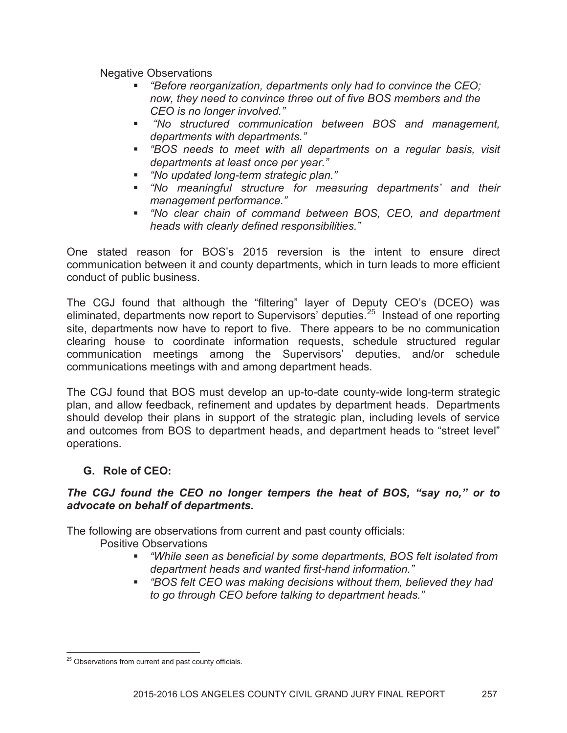Negative Observations

- *"Before reorganization, departments only had to convince the CEO; now, they need to convince three out of five BOS members and the CEO is no longer involved."*
- *"No structured communication between BOS and management, departments with departments."*
- *"BOS needs to meet with all departments on a regular basis, visit departments at least once per year."*
- *"No updated long-term strategic plan."*
- *"No meaningful structure for measuring departments' and their management performance."*
- *"No clear chain of command between BOS, CEO, and department heads with clearly defined responsibilities."*

One stated reason for BOS's 2015 reversion is the intent to ensure direct communication between it and county departments, which in turn leads to more efficient conduct of public business.

The CGJ found that although the "filtering" layer of Deputy CEO's (DCEO) was eliminated, departments now report to Supervisors' deputies.[25] Instead of one reporting site, departments now have to report to five. There appears to be no communication clearing house to coordinate information requests, schedule structured regular communication meetings among the Supervisors' deputies, and/or schedule communications meetings with and among department heads.

The CGJ found that BOS must develop an up-to-date county-wide long-term strategic plan, and allow feedback, refinement and updates by department heads. Departments should develop their plans in support of the strategic plan, including levels of service and outcomes from BOS to department heads, and department heads to "street level" operations.

### G. Role of CEO:

***The CGJ found the CEO no longer tempers the heat of BOS, "say no," or to advocate on behalf of departments.***

The following are observations from current and past county officials:

Positive Observations

- *"While seen as beneficial by some departments, BOS felt isolated from department heads and wanted first-hand information."*
- *"BOS felt CEO was making decisions without them, believed they had to go through CEO before talking to department heads."*

[25] Observations from current and past county officials.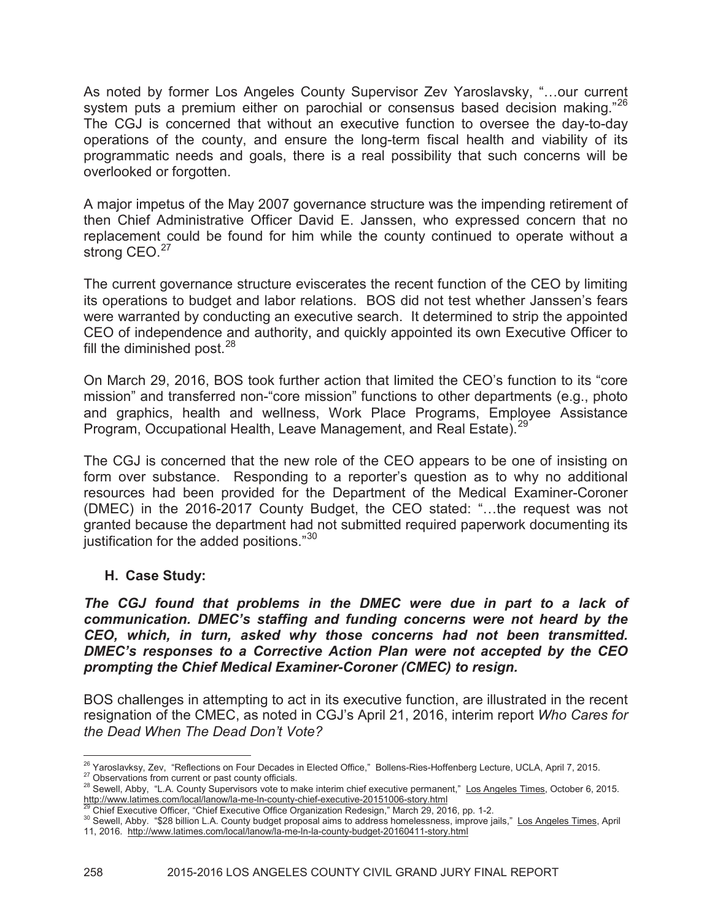As noted by former Los Angeles County Supervisor Zev Yaroslavsky, "…our current system puts a premium either on parochial or consensus based decision making."[26] The CGJ is concerned that without an executive function to oversee the day-to-day operations of the county, and ensure the long-term fiscal health and viability of its programmatic needs and goals, there is a real possibility that such concerns will be overlooked or forgotten.

A major impetus of the May 2007 governance structure was the impending retirement of then Chief Administrative Officer David E. Janssen, who expressed concern that no replacement could be found for him while the county continued to operate without a strong CEO.[27]

The current governance structure eviscerates the recent function of the CEO by limiting its operations to budget and labor relations. BOS did not test whether Janssen's fears were warranted by conducting an executive search. It determined to strip the appointed CEO of independence and authority, and quickly appointed its own Executive Officer to fill the diminished post.[28]

On March 29, 2016, BOS took further action that limited the CEO's function to its "core mission" and transferred non-"core mission" functions to other departments (e.g., photo and graphics, health and wellness, Work Place Programs, Employee Assistance Program, Occupational Health, Leave Management, and Real Estate).[29]

The CGJ is concerned that the new role of the CEO appears to be one of insisting on form over substance. Responding to a reporter's question as to why no additional resources had been provided for the Department of the Medical Examiner-Coroner (DMEC) in the 2016-2017 County Budget, the CEO stated: "…the request was not granted because the department had not submitted required paperwork documenting its justification for the added positions."[30]

### H. Case Study:

***The CGJ found that problems in the DMEC were due in part to a lack of communication. DMEC's staffing and funding concerns were not heard by the CEO, which, in turn, asked why those concerns had not been transmitted. DMEC's responses to a Corrective Action Plan were not accepted by the CEO prompting the Chief Medical Examiner-Coroner (CMEC) to resign.***

BOS challenges in attempting to act in its executive function, are illustrated in the recent resignation of the CMEC, as noted in CGJ's April 21, 2016, interim report *Who Cares for the Dead When The Dead Don't Vote?*

---

[26] Yaroslavksy, Zev, "Reflections on Four Decades in Elected Office," Bollens-Ries-Hoffenberg Lecture, UCLA, April 7, 2015.

[27] Observations from current or past county officials.

[28] Sewell, Abby, "L.A. County Supervisors vote to make interim chief executive permanent," Los Angeles Times, October 6, 2015. http://www.latimes.com/local/lanow/la-me-ln-county-chief-executive-20151006-story.html

[29] Chief Executive Officer, "Chief Executive Office Organization Redesign," March 29, 2016, pp. 1-2.

[30] Sewell, Abby. "$28 billion L.A. County budget proposal aims to address homelessness, improve jails," Los Angeles Times, April 11, 2016. http://www.latimes.com/local/lanow/la-me-ln-la-county-budget-20160411-story.html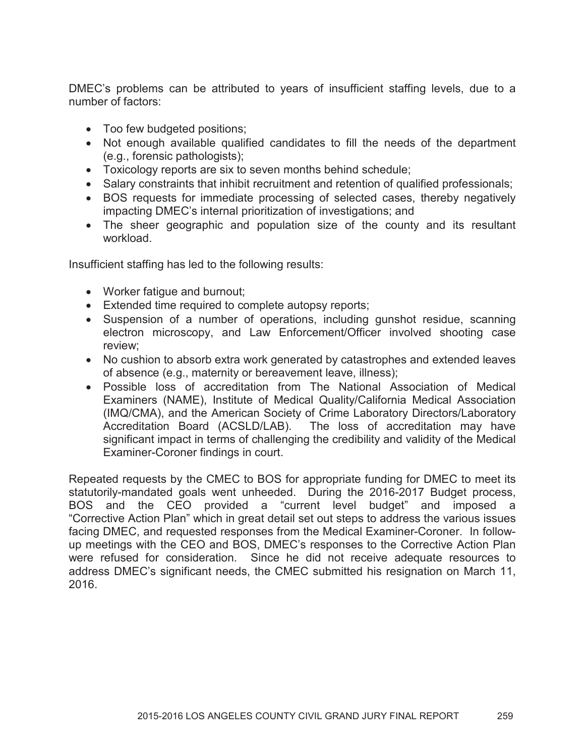DMEC's problems can be attributed to years of insufficient staffing levels, due to a number of factors:

- Too few budgeted positions;
- Not enough available qualified candidates to fill the needs of the department (e.g., forensic pathologists);
- Toxicology reports are six to seven months behind schedule;
- Salary constraints that inhibit recruitment and retention of qualified professionals;
- BOS requests for immediate processing of selected cases, thereby negatively impacting DMEC's internal prioritization of investigations; and
- The sheer geographic and population size of the county and its resultant workload.

Insufficient staffing has led to the following results:

- Worker fatigue and burnout;
- Extended time required to complete autopsy reports;
- Suspension of a number of operations, including gunshot residue, scanning electron microscopy, and Law Enforcement/Officer involved shooting case review;
- No cushion to absorb extra work generated by catastrophes and extended leaves of absence (e.g., maternity or bereavement leave, illness);
- Possible loss of accreditation from The National Association of Medical Examiners (NAME), Institute of Medical Quality/California Medical Association (IMQ/CMA), and the American Society of Crime Laboratory Directors/Laboratory Accreditation Board (ACSLD/LAB). The loss of accreditation may have significant impact in terms of challenging the credibility and validity of the Medical Examiner-Coroner findings in court.

Repeated requests by the CMEC to BOS for appropriate funding for DMEC to meet its statutorily-mandated goals went unheeded. During the 2016-2017 Budget process, BOS and the CEO provided a "current level budget" and imposed a "Corrective Action Plan" which in great detail set out steps to address the various issues facing DMEC, and requested responses from the Medical Examiner-Coroner. In follow-up meetings with the CEO and BOS, DMEC's responses to the Corrective Action Plan were refused for consideration. Since he did not receive adequate resources to address DMEC's significant needs, the CMEC submitted his resignation on March 11, 2016.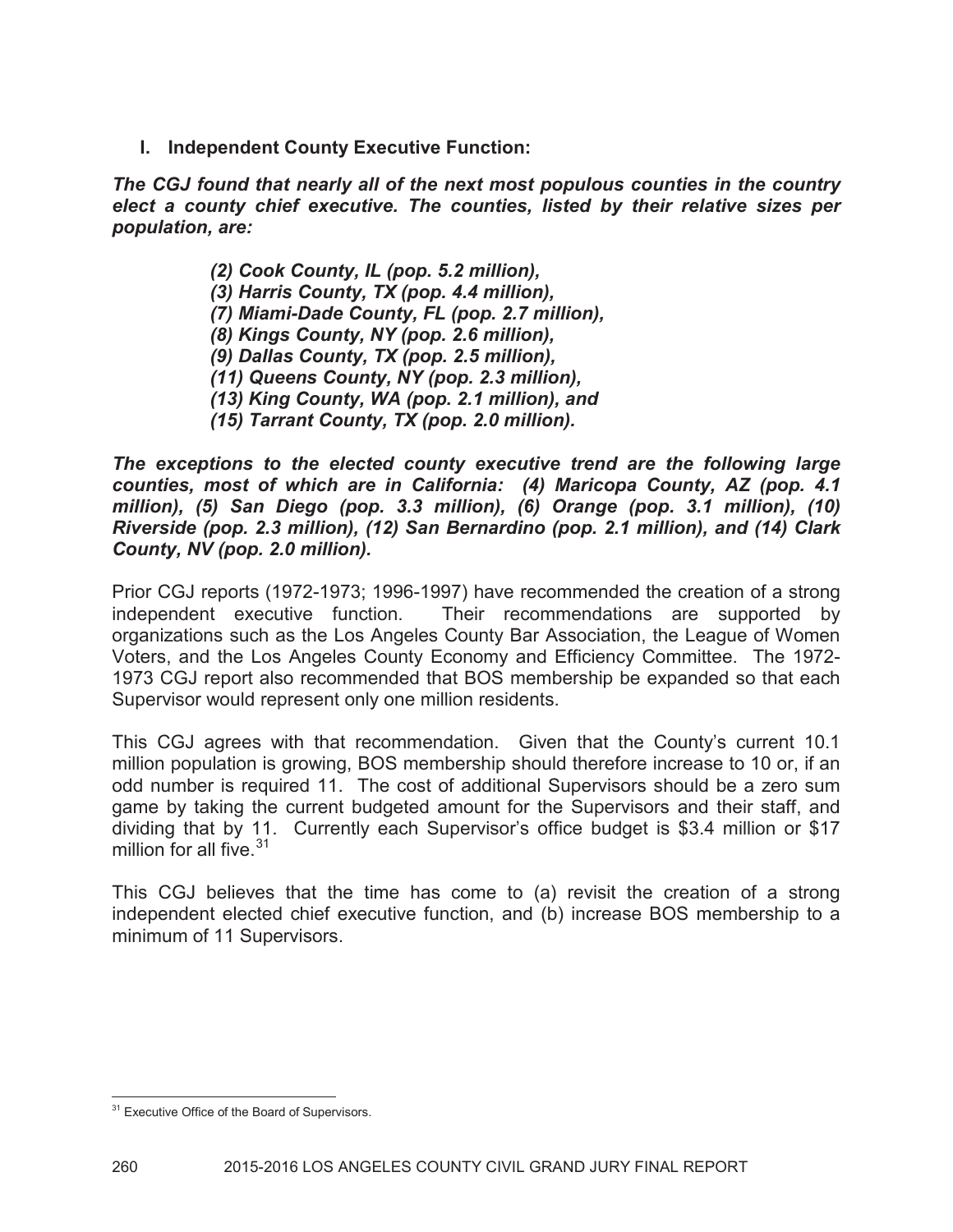## I. Independent County Executive Function:

***The CGJ found that nearly all of the next most populous counties in the country elect a county chief executive. The counties, listed by their relative sizes per population, are:***

> ***(2) Cook County, IL (pop. 5.2 million),***
> ***(3) Harris County, TX (pop. 4.4 million),***
> ***(7) Miami-Dade County, FL (pop. 2.7 million),***
> ***(8) Kings County, NY (pop. 2.6 million),***
> ***(9) Dallas County, TX (pop. 2.5 million),***
> ***(11) Queens County, NY (pop. 2.3 million),***
> ***(13) King County, WA (pop. 2.1 million), and***
> ***(15) Tarrant County, TX (pop. 2.0 million).***

***The exceptions to the elected county executive trend are the following large counties, most of which are in California: (4) Maricopa County, AZ (pop. 4.1 million), (5) San Diego (pop. 3.3 million), (6) Orange (pop. 3.1 million), (10) Riverside (pop. 2.3 million), (12) San Bernardino (pop. 2.1 million), and (14) Clark County, NV (pop. 2.0 million).***

Prior CGJ reports (1972-1973; 1996-1997) have recommended the creation of a strong independent executive function. Their recommendations are supported by organizations such as the Los Angeles County Bar Association, the League of Women Voters, and the Los Angeles County Economy and Efficiency Committee. The 1972-1973 CGJ report also recommended that BOS membership be expanded so that each Supervisor would represent only one million residents.

This CGJ agrees with that recommendation. Given that the County's current 10.1 million population is growing, BOS membership should therefore increase to 10 or, if an odd number is required 11. The cost of additional Supervisors should be a zero sum game by taking the current budgeted amount for the Supervisors and their staff, and dividing that by 11. Currently each Supervisor's office budget is $3.4 million or $17 million for all five.[31]

This CGJ believes that the time has come to (a) revisit the creation of a strong independent elected chief executive function, and (b) increase BOS membership to a minimum of 11 Supervisors.

[31] Executive Office of the Board of Supervisors.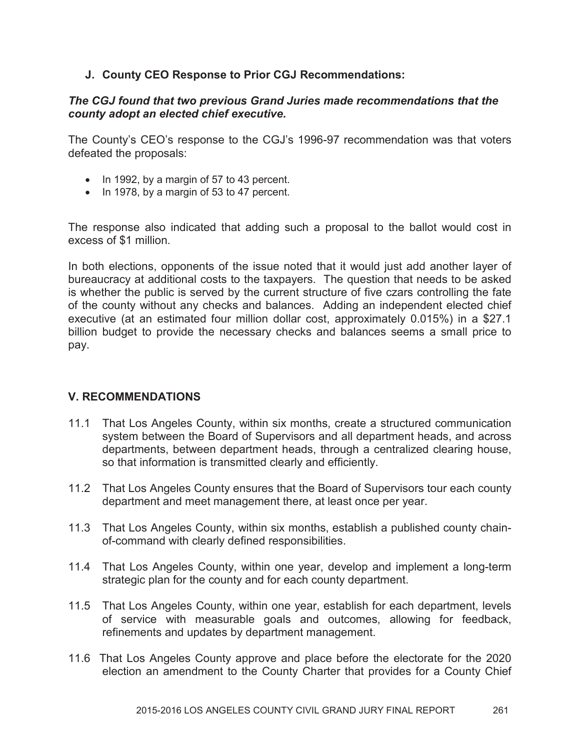### J. County CEO Response to Prior CGJ Recommendations:

***The CGJ found that two previous Grand Juries made recommendations that the county adopt an elected chief executive.***

The County's CEO's response to the CGJ's 1996-97 recommendation was that voters defeated the proposals:

- In 1992, by a margin of 57 to 43 percent.
- In 1978, by a margin of 53 to 47 percent.

The response also indicated that adding such a proposal to the ballot would cost in excess of $1 million.

In both elections, opponents of the issue noted that it would just add another layer of bureaucracy at additional costs to the taxpayers. The question that needs to be asked is whether the public is served by the current structure of five czars controlling the fate of the county without any checks and balances. Adding an independent elected chief executive (at an estimated four million dollar cost, approximately 0.015%) in a $27.1 billion budget to provide the necessary checks and balances seems a small price to pay.

## V. RECOMMENDATIONS

11.1 That Los Angeles County, within six months, create a structured communication system between the Board of Supervisors and all department heads, and across departments, between department heads, through a centralized clearing house, so that information is transmitted clearly and efficiently.

11.2 That Los Angeles County ensures that the Board of Supervisors tour each county department and meet management there, at least once per year.

11.3 That Los Angeles County, within six months, establish a published county chain-of-command with clearly defined responsibilities.

11.4 That Los Angeles County, within one year, develop and implement a long-term strategic plan for the county and for each county department.

11.5 That Los Angeles County, within one year, establish for each department, levels of service with measurable goals and outcomes, allowing for feedback, refinements and updates by department management.

11.6 That Los Angeles County approve and place before the electorate for the 2020 election an amendment to the County Charter that provides for a County Chief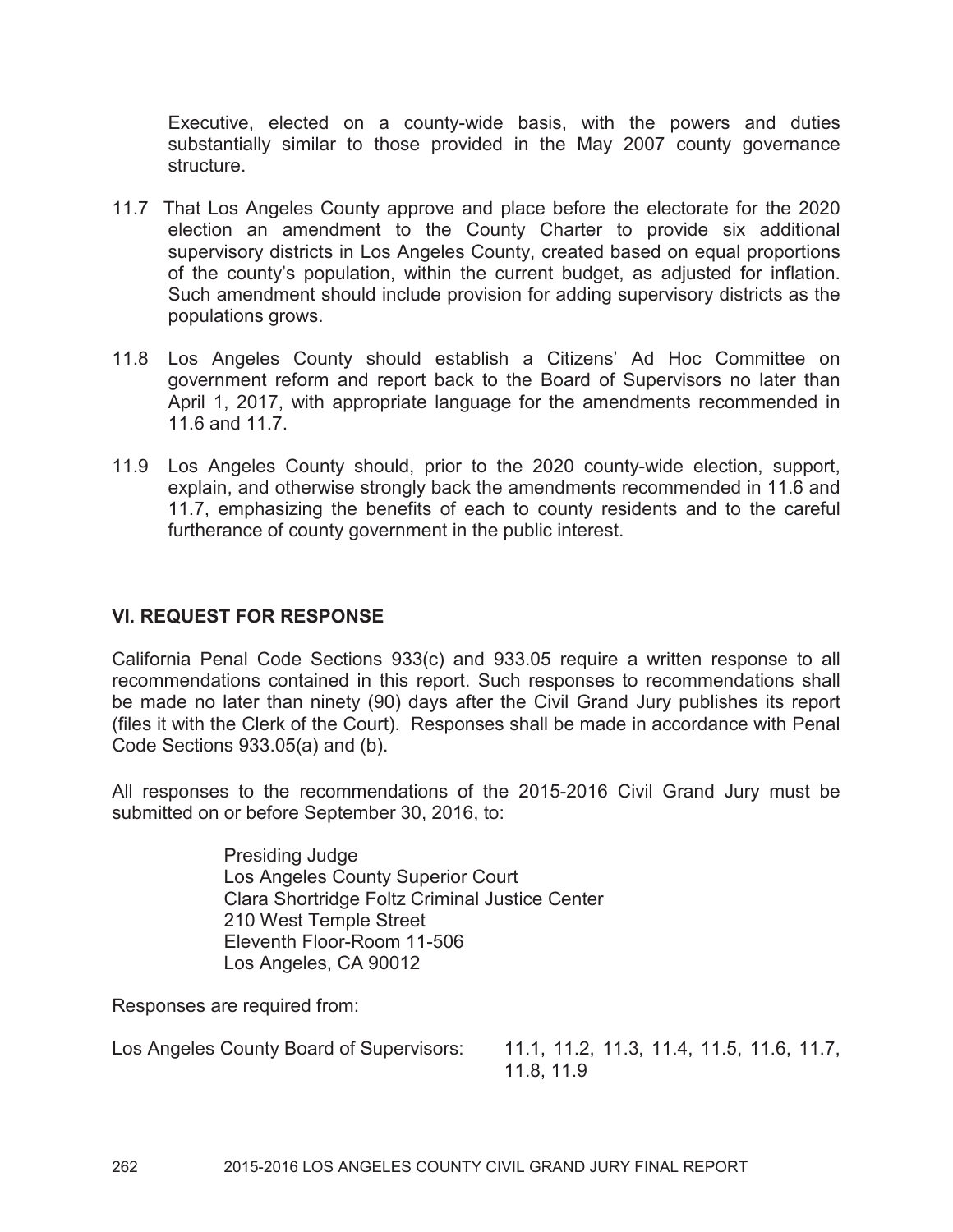Executive, elected on a county-wide basis, with the powers and duties substantially similar to those provided in the May 2007 county governance structure.

11.7 That Los Angeles County approve and place before the electorate for the 2020 election an amendment to the County Charter to provide six additional supervisory districts in Los Angeles County, created based on equal proportions of the county's population, within the current budget, as adjusted for inflation. Such amendment should include provision for adding supervisory districts as the populations grows.

11.8 Los Angeles County should establish a Citizens' Ad Hoc Committee on government reform and report back to the Board of Supervisors no later than April 1, 2017, with appropriate language for the amendments recommended in 11.6 and 11.7.

11.9 Los Angeles County should, prior to the 2020 county-wide election, support, explain, and otherwise strongly back the amendments recommended in 11.6 and 11.7, emphasizing the benefits of each to county residents and to the careful furtherance of county government in the public interest.

## VI. REQUEST FOR RESPONSE

California Penal Code Sections 933(c) and 933.05 require a written response to all recommendations contained in this report. Such responses to recommendations shall be made no later than ninety (90) days after the Civil Grand Jury publishes its report (files it with the Clerk of the Court). Responses shall be made in accordance with Penal Code Sections 933.05(a) and (b).

All responses to the recommendations of the 2015-2016 Civil Grand Jury must be submitted on or before September 30, 2016, to:

Presiding Judge
Los Angeles County Superior Court
Clara Shortridge Foltz Criminal Justice Center
210 West Temple Street
Eleventh Floor-Room 11-506
Los Angeles, CA 90012

Responses are required from:

Los Angeles County Board of Supervisors: 11.1, 11.2, 11.3, 11.4, 11.5, 11.6, 11.7, 11.8, 11.9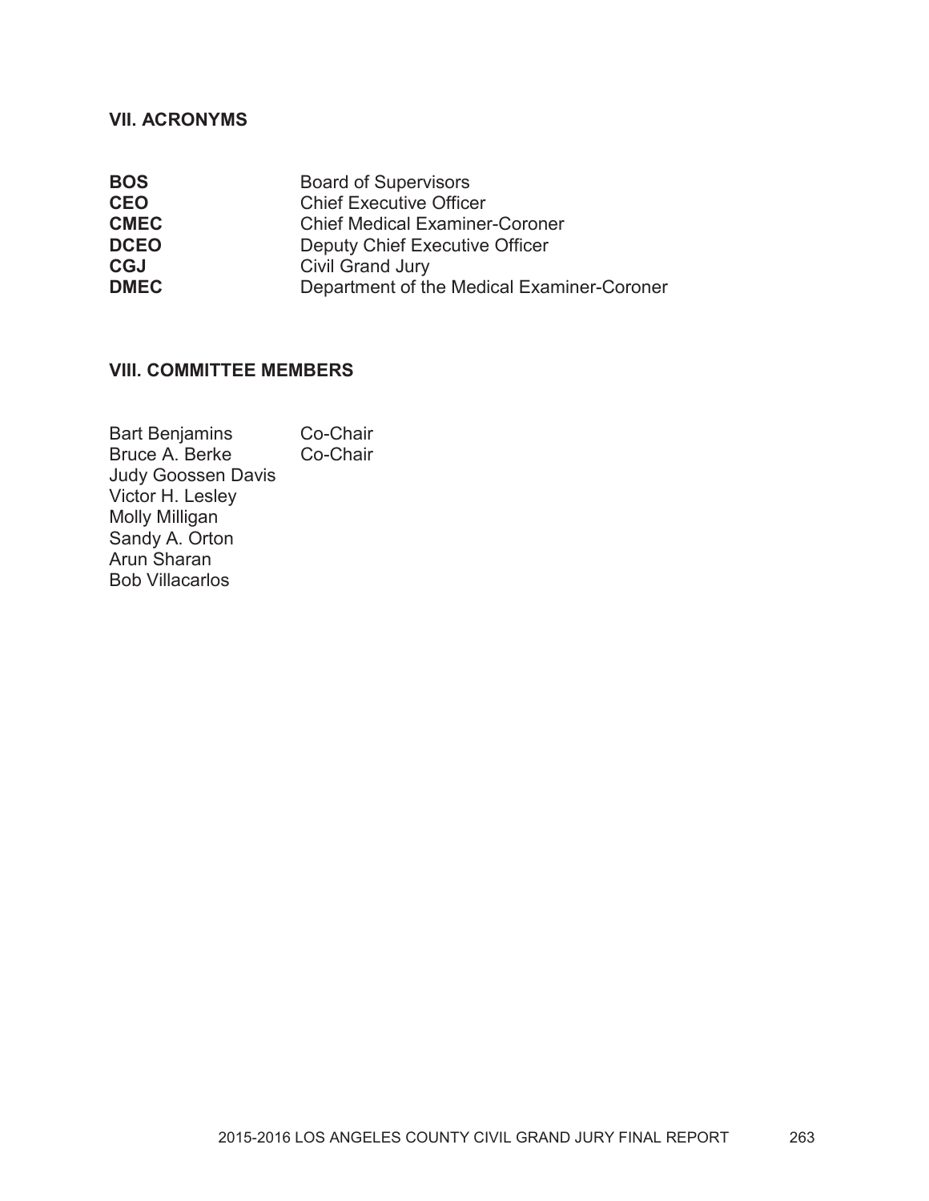## VII. ACRONYMS

| | |
|---|---|
| **BOS** | Board of Supervisors |
| **CEO** | Chief Executive Officer |
| **CMEC** | Chief Medical Examiner-Coroner |
| **DCEO** | Deputy Chief Executive Officer |
| **CGJ** | Civil Grand Jury |
| **DMEC** | Department of the Medical Examiner-Coroner |

## VIII. COMMITTEE MEMBERS

| | |
|---|---|
| Bart Benjamins | Co-Chair |
| Bruce A. Berke | Co-Chair |
| Judy Goossen Davis | |
| Victor H. Lesley | |
| Molly Milligan | |
| Sandy A. Orton | |
| Arun Sharan | |
| Bob Villacarlos | |